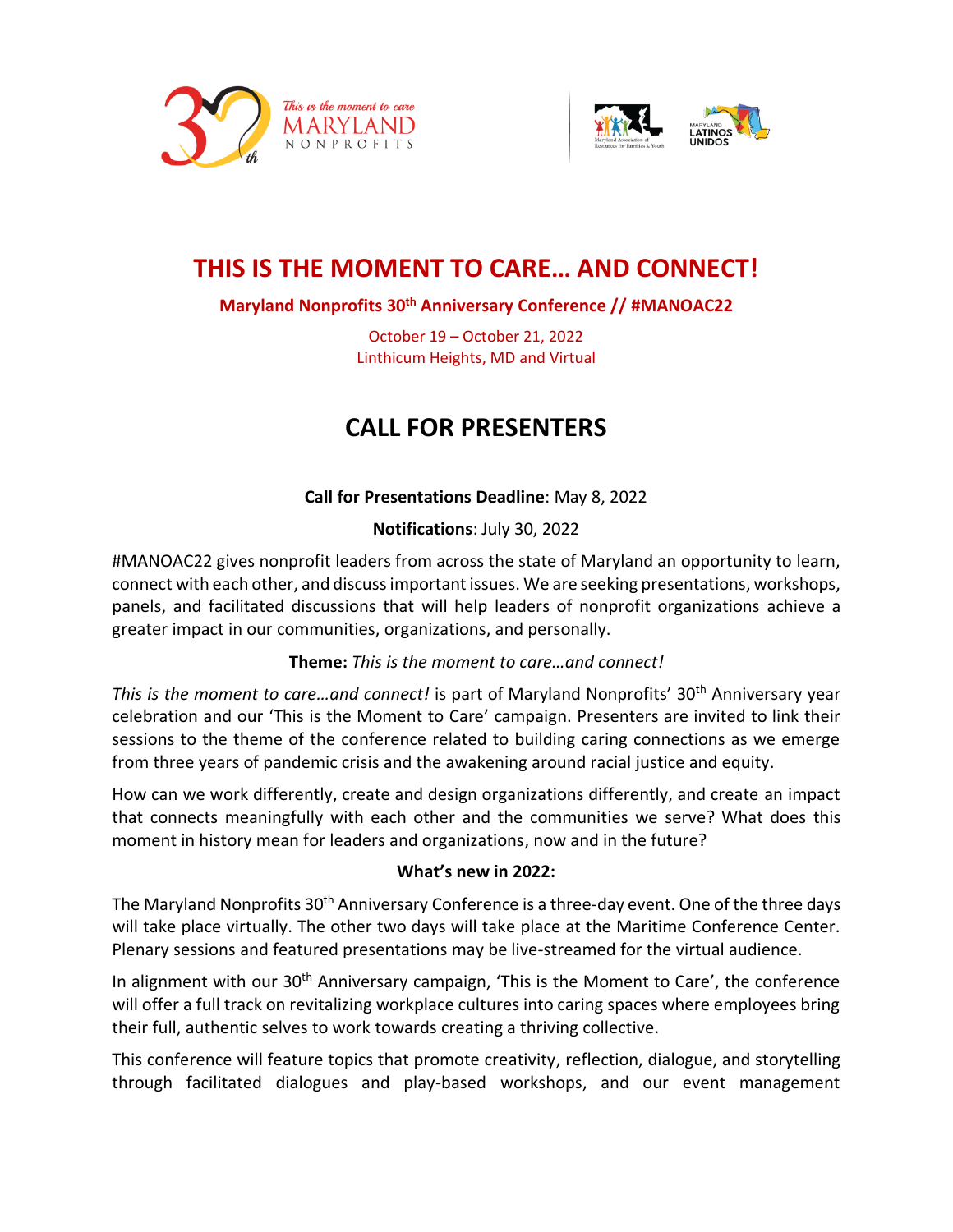# THIS IS THE MOMENT TO CARE… AND CONNECT!

**Maryland Nonprofits 30th Anniversary Conference // #MANOAC22**

October 19 – October 21, 2022
Linthicum Heights, MD and Virtual

## CALL FOR PRESENTERS

**Call for Presentations Deadline**: May 8, 2022

**Notifications**: July 30, 2022

#MANOAC22 gives nonprofit leaders from across the state of Maryland an opportunity to learn, connect with each other, and discuss important issues. We are seeking presentations, workshops, panels, and facilitated discussions that will help leaders of nonprofit organizations achieve a greater impact in our communities, organizations, and personally.

**Theme:** *This is the moment to care…and connect!*

*This is the moment to care…and connect!* is part of Maryland Nonprofits' 30th Anniversary year celebration and our 'This is the Moment to Care' campaign. Presenters are invited to link their sessions to the theme of the conference related to building caring connections as we emerge from three years of pandemic crisis and the awakening around racial justice and equity.

How can we work differently, create and design organizations differently, and create an impact that connects meaningfully with each other and the communities we serve? What does this moment in history mean for leaders and organizations, now and in the future?

**What's new in 2022:**

The Maryland Nonprofits 30th Anniversary Conference is a three-day event. One of the three days will take place virtually. The other two days will take place at the Maritime Conference Center. Plenary sessions and featured presentations may be live-streamed for the virtual audience.

In alignment with our 30th Anniversary campaign, 'This is the Moment to Care', the conference will offer a full track on revitalizing workplace cultures into caring spaces where employees bring their full, authentic selves to work towards creating a thriving collective.

This conference will feature topics that promote creativity, reflection, dialogue, and storytelling through facilitated dialogues and play-based workshops, and our event management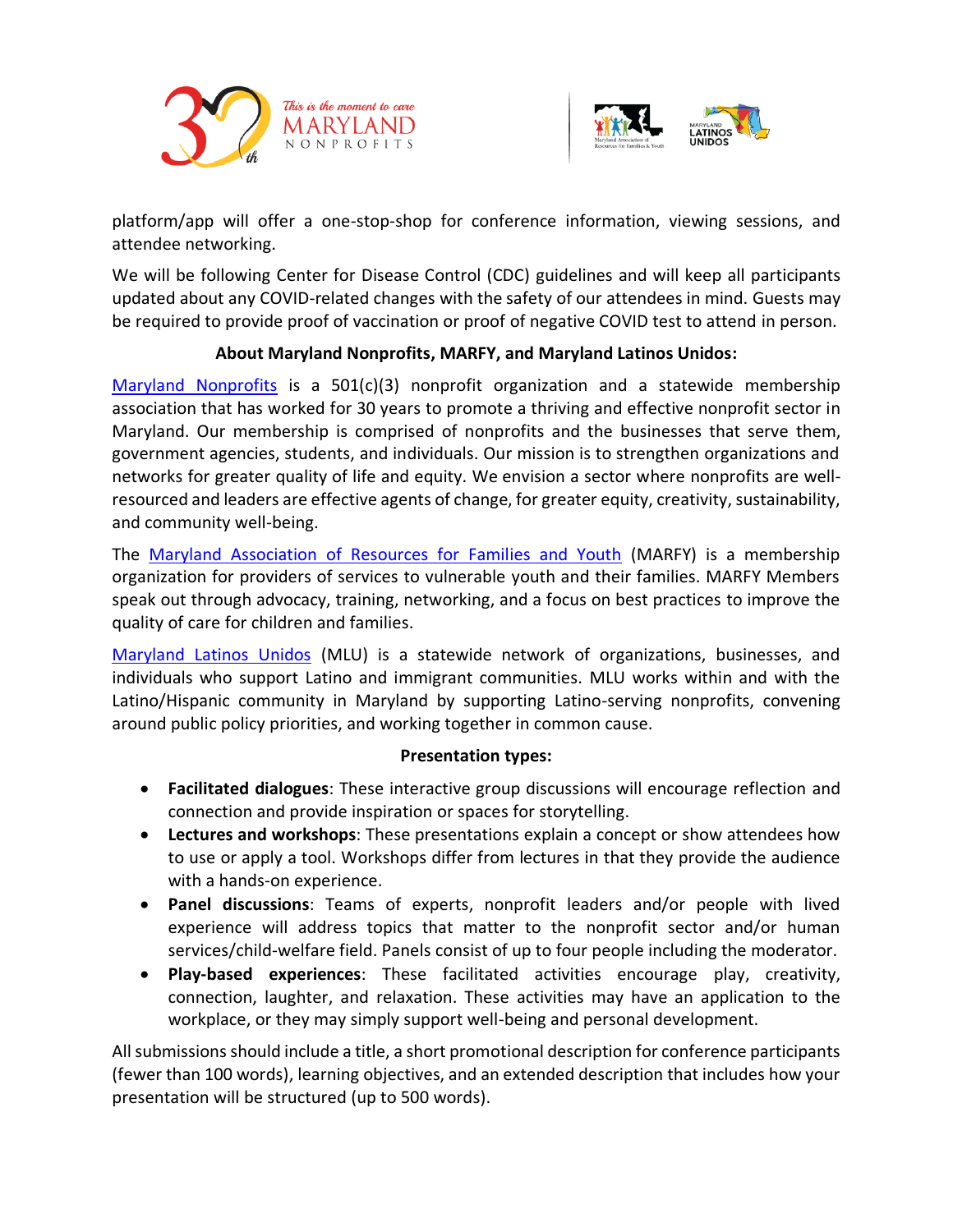platform/app will offer a one-stop-shop for conference information, viewing sessions, and attendee networking.

We will be following Center for Disease Control (CDC) guidelines and will keep all participants updated about any COVID-related changes with the safety of our attendees in mind. Guests may be required to provide proof of vaccination or proof of negative COVID test to attend in person.

**About Maryland Nonprofits, MARFY, and Maryland Latinos Unidos:**

Maryland Nonprofits is a 501(c)(3) nonprofit organization and a statewide membership association that has worked for 30 years to promote a thriving and effective nonprofit sector in Maryland. Our membership is comprised of nonprofits and the businesses that serve them, government agencies, students, and individuals. Our mission is to strengthen organizations and networks for greater quality of life and equity. We envision a sector where nonprofits are well-resourced and leaders are effective agents of change, for greater equity, creativity, sustainability, and community well-being.

The Maryland Association of Resources for Families and Youth (MARFY) is a membership organization for providers of services to vulnerable youth and their families. MARFY Members speak out through advocacy, training, networking, and a focus on best practices to improve the quality of care for children and families.

Maryland Latinos Unidos (MLU) is a statewide network of organizations, businesses, and individuals who support Latino and immigrant communities. MLU works within and with the Latino/Hispanic community in Maryland by supporting Latino-serving nonprofits, convening around public policy priorities, and working together in common cause.

**Presentation types:**

- **Facilitated dialogues**: These interactive group discussions will encourage reflection and connection and provide inspiration or spaces for storytelling.
- **Lectures and workshops**: These presentations explain a concept or show attendees how to use or apply a tool. Workshops differ from lectures in that they provide the audience with a hands-on experience.
- **Panel discussions**: Teams of experts, nonprofit leaders and/or people with lived experience will address topics that matter to the nonprofit sector and/or human services/child-welfare field. Panels consist of up to four people including the moderator.
- **Play-based experiences**: These facilitated activities encourage play, creativity, connection, laughter, and relaxation. These activities may have an application to the workplace, or they may simply support well-being and personal development.

All submissions should include a title, a short promotional description for conference participants (fewer than 100 words), learning objectives, and an extended description that includes how your presentation will be structured (up to 500 words).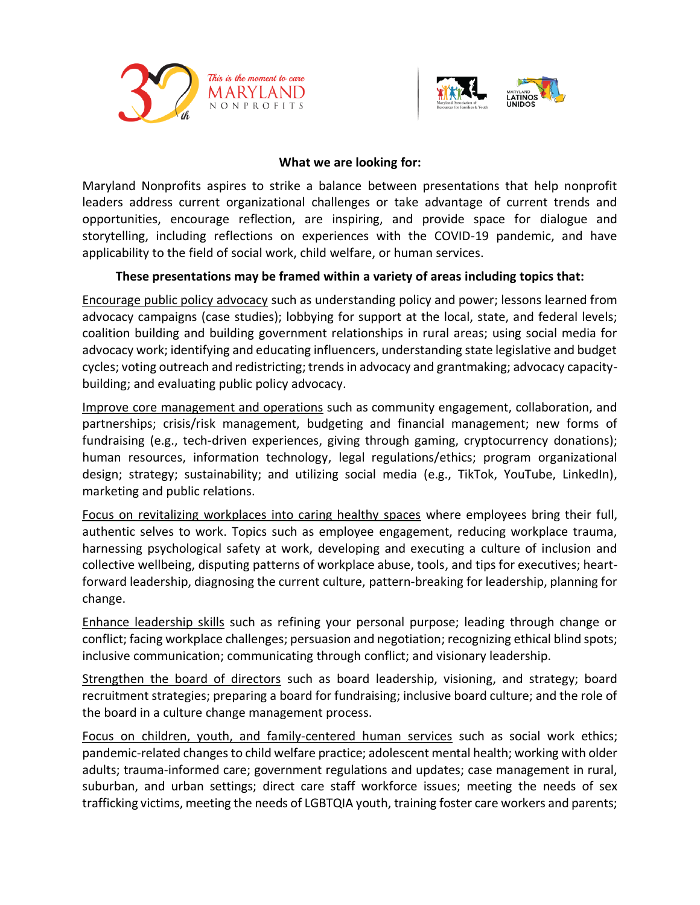**What we are looking for:**

Maryland Nonprofits aspires to strike a balance between presentations that help nonprofit leaders address current organizational challenges or take advantage of current trends and opportunities, encourage reflection, are inspiring, and provide space for dialogue and storytelling, including reflections on experiences with the COVID-19 pandemic, and have applicability to the field of social work, child welfare, or human services.

**These presentations may be framed within a variety of areas including topics that:**

<u>Encourage public policy advocacy</u> such as understanding policy and power; lessons learned from advocacy campaigns (case studies); lobbying for support at the local, state, and federal levels; coalition building and building government relationships in rural areas; using social media for advocacy work; identifying and educating influencers, understanding state legislative and budget cycles; voting outreach and redistricting; trends in advocacy and grantmaking; advocacy capacity-building; and evaluating public policy advocacy.

<u>Improve core management and operations</u> such as community engagement, collaboration, and partnerships; crisis/risk management, budgeting and financial management; new forms of fundraising (e.g., tech-driven experiences, giving through gaming, cryptocurrency donations); human resources, information technology, legal regulations/ethics; program organizational design; strategy; sustainability; and utilizing social media (e.g., TikTok, YouTube, LinkedIn), marketing and public relations.

<u>Focus on revitalizing workplaces into caring healthy spaces</u> where employees bring their full, authentic selves to work. Topics such as employee engagement, reducing workplace trauma, harnessing psychological safety at work, developing and executing a culture of inclusion and collective wellbeing, disputing patterns of workplace abuse, tools, and tips for executives; heart-forward leadership, diagnosing the current culture, pattern-breaking for leadership, planning for change.

<u>Enhance leadership skills</u> such as refining your personal purpose; leading through change or conflict; facing workplace challenges; persuasion and negotiation; recognizing ethical blind spots; inclusive communication; communicating through conflict; and visionary leadership.

<u>Strengthen the board of directors</u> such as board leadership, visioning, and strategy; board recruitment strategies; preparing a board for fundraising; inclusive board culture; and the role of the board in a culture change management process.

<u>Focus on children, youth, and family-centered human services</u> such as social work ethics; pandemic-related changes to child welfare practice; adolescent mental health; working with older adults; trauma-informed care; government regulations and updates; case management in rural, suburban, and urban settings; direct care staff workforce issues; meeting the needs of sex trafficking victims, meeting the needs of LGBTQIA youth, training foster care workers and parents;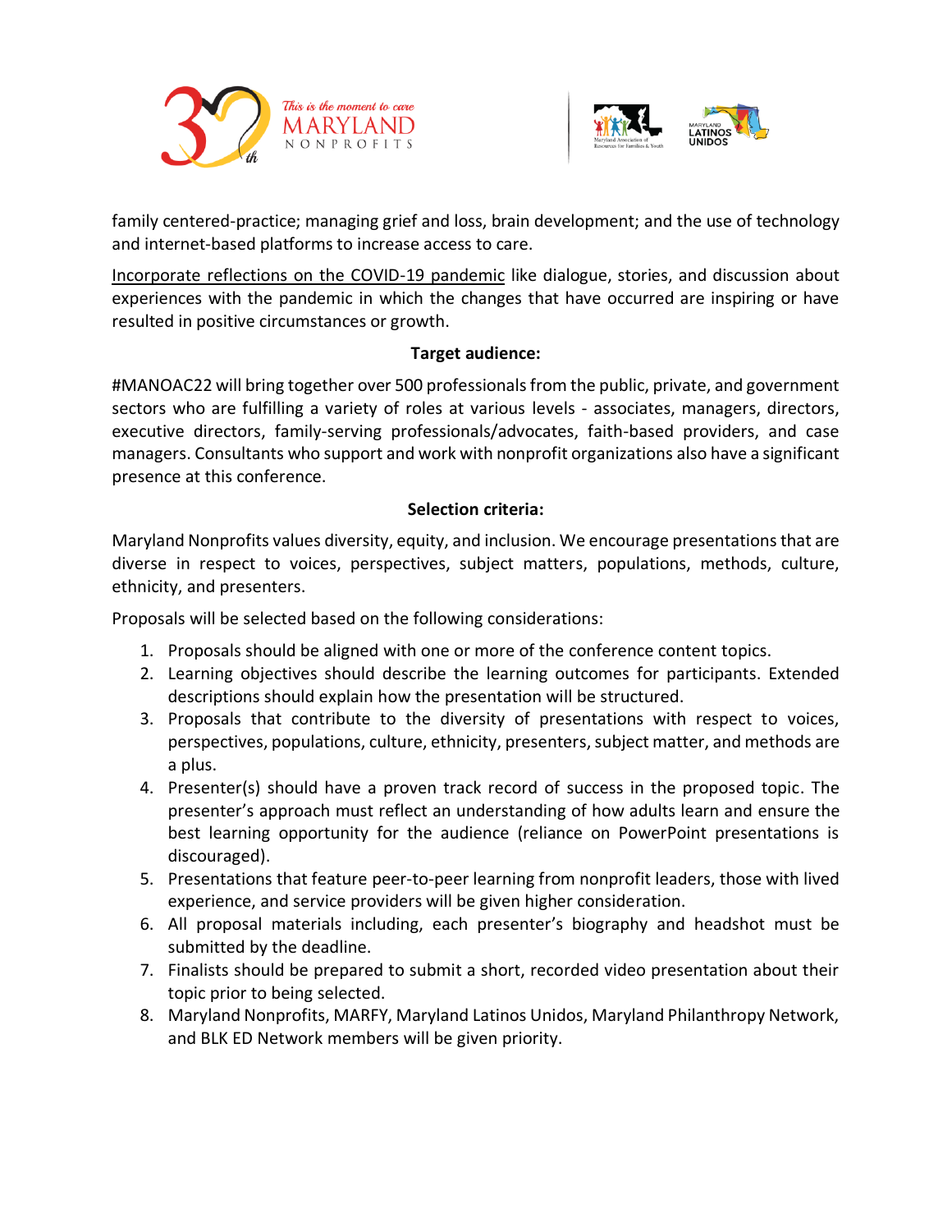family centered-practice; managing grief and loss, brain development; and the use of technology and internet-based platforms to increase access to care.

Incorporate reflections on the COVID-19 pandemic like dialogue, stories, and discussion about experiences with the pandemic in which the changes that have occurred are inspiring or have resulted in positive circumstances or growth.

**Target audience:**

#MANOAC22 will bring together over 500 professionals from the public, private, and government sectors who are fulfilling a variety of roles at various levels - associates, managers, directors, executive directors, family-serving professionals/advocates, faith-based providers, and case managers. Consultants who support and work with nonprofit organizations also have a significant presence at this conference.

**Selection criteria:**

Maryland Nonprofits values diversity, equity, and inclusion. We encourage presentations that are diverse in respect to voices, perspectives, subject matters, populations, methods, culture, ethnicity, and presenters.

Proposals will be selected based on the following considerations:

1. Proposals should be aligned with one or more of the conference content topics.
2. Learning objectives should describe the learning outcomes for participants. Extended descriptions should explain how the presentation will be structured.
3. Proposals that contribute to the diversity of presentations with respect to voices, perspectives, populations, culture, ethnicity, presenters, subject matter, and methods are a plus.
4. Presenter(s) should have a proven track record of success in the proposed topic. The presenter's approach must reflect an understanding of how adults learn and ensure the best learning opportunity for the audience (reliance on PowerPoint presentations is discouraged).
5. Presentations that feature peer-to-peer learning from nonprofit leaders, those with lived experience, and service providers will be given higher consideration.
6. All proposal materials including, each presenter's biography and headshot must be submitted by the deadline.
7. Finalists should be prepared to submit a short, recorded video presentation about their topic prior to being selected.
8. Maryland Nonprofits, MARFY, Maryland Latinos Unidos, Maryland Philanthropy Network, and BLK ED Network members will be given priority.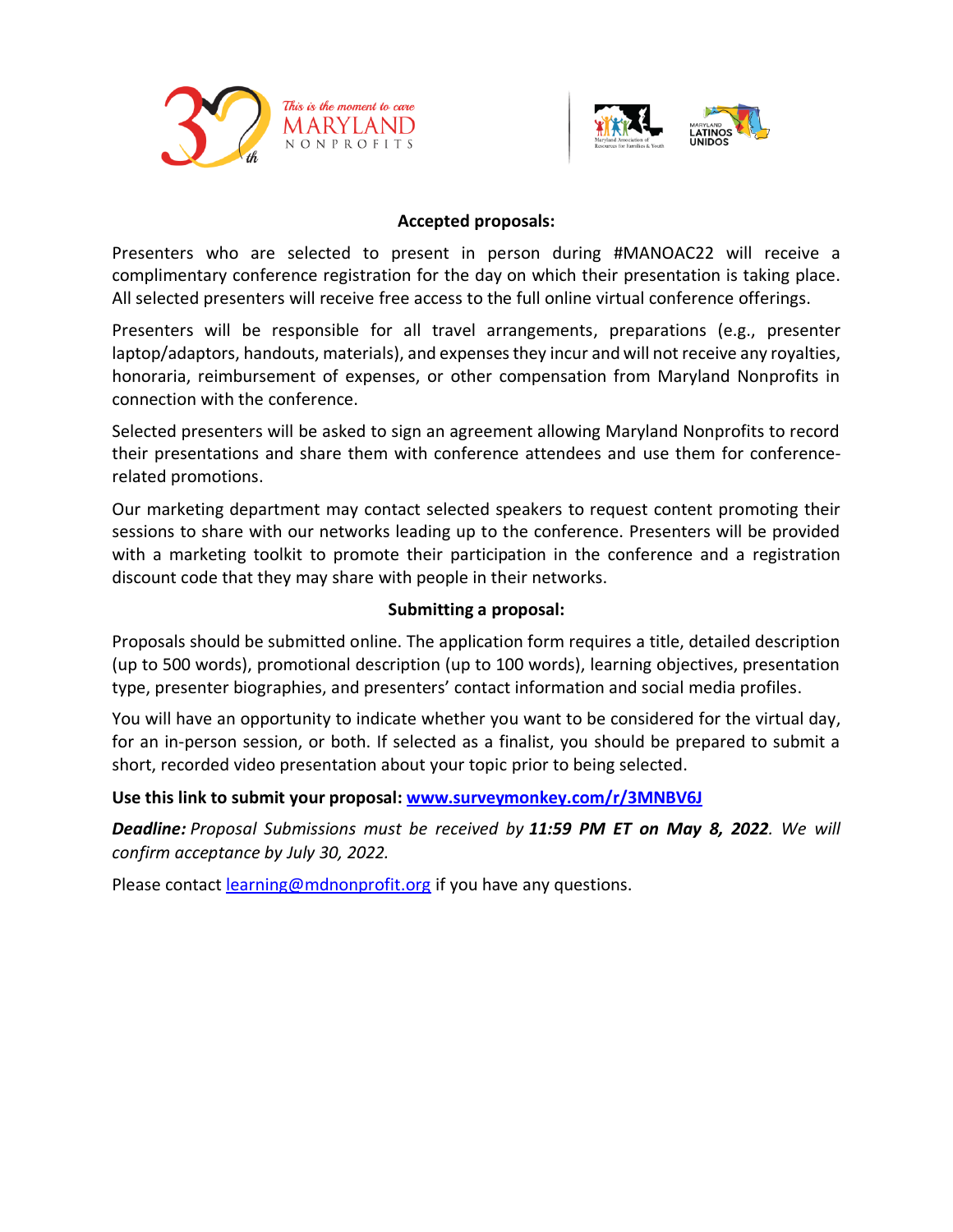**Accepted proposals:**

Presenters who are selected to present in person during #MANOAC22 will receive a complimentary conference registration for the day on which their presentation is taking place. All selected presenters will receive free access to the full online virtual conference offerings.

Presenters will be responsible for all travel arrangements, preparations (e.g., presenter laptop/adaptors, handouts, materials), and expenses they incur and will not receive any royalties, honoraria, reimbursement of expenses, or other compensation from Maryland Nonprofits in connection with the conference.

Selected presenters will be asked to sign an agreement allowing Maryland Nonprofits to record their presentations and share them with conference attendees and use them for conference-related promotions.

Our marketing department may contact selected speakers to request content promoting their sessions to share with our networks leading up to the conference. Presenters will be provided with a marketing toolkit to promote their participation in the conference and a registration discount code that they may share with people in their networks.

**Submitting a proposal:**

Proposals should be submitted online. The application form requires a title, detailed description (up to 500 words), promotional description (up to 100 words), learning objectives, presentation type, presenter biographies, and presenters' contact information and social media profiles.

You will have an opportunity to indicate whether you want to be considered for the virtual day, for an in-person session, or both. If selected as a finalist, you should be prepared to submit a short, recorded video presentation about your topic prior to being selected.

**Use this link to submit your proposal: www.surveymonkey.com/r/3MNBV6J**

***Deadline:*** *Proposal Submissions must be received by **11:59 PM ET on May 8, 2022**. We will confirm acceptance by July 30, 2022.*

Please contact learning@mdnonprofit.org if you have any questions.